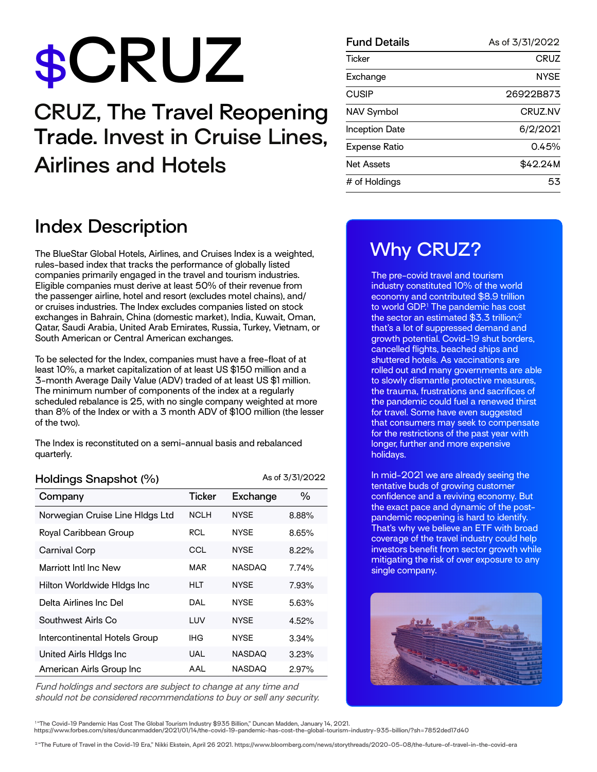# $CRUZ

## CRUZ, The Travel Reopening Trade. Invest in Cruise Lines, Airlines and Hotels

| Fund Details | As of 3/31/2022 |
| --- | --- |
| Ticker | CRUZ |
| Exchange | NYSE |
| CUSIP | 26922B873 |
| NAV Symbol | CRUZ.NV |
| Inception Date | 6/2/2021 |
| Expense Ratio | 0.45% |
| Net Assets | $42.24M |
| # of Holdings | 53 |

## Index Description

The BlueStar Global Hotels, Airlines, and Cruises Index is a weighted, rules-based index that tracks the performance of globally listed companies primarily engaged in the travel and tourism industries. Eligible companies must derive at least 50% of their revenue from the passenger airline, hotel and resort (excludes motel chains), and/or cruises industries. The Index excludes companies listed on stock exchanges in Bahrain, China (domestic market), India, Kuwait, Oman, Qatar, Saudi Arabia, United Arab Emirates, Russia, Turkey, Vietnam, or South American or Central American exchanges.

To be selected for the Index, companies must have a free-float of at least 10%, a market capitalization of at least US $150 million and a 3-month Average Daily Value (ADV) traded of at least US $1 million. The minimum number of components of the index at a regularly scheduled rebalance is 25, with no single company weighted at more than 8% of the Index or with a 3 month ADV of $100 million (the lesser of the two).

The Index is reconstituted on a semi-annual basis and rebalanced quarterly.

### Holdings Snapshot (%)

As of 3/31/2022

| Company | Ticker | Exchange | % |
| --- | --- | --- | --- |
| Norwegian Cruise Line Hldgs Ltd | NCLH | NYSE | 8.88% |
| Royal Caribbean Group | RCL | NYSE | 8.65% |
| Carnival Corp | CCL | NYSE | 8.22% |
| Marriott Intl Inc New | MAR | NASDAQ | 7.74% |
| Hilton Worldwide Hldgs Inc | HLT | NYSE | 7.93% |
| Delta Airlines Inc Del | DAL | NYSE | 5.63% |
| Southwest Airls Co | LUV | NYSE | 4.52% |
| Intercontinental Hotels Group | IHG | NYSE | 3.34% |
| United Airls Hldgs Inc | UAL | NASDAQ | 3.23% |
| American Airls Group Inc | AAL | NASDAQ | 2.97% |

*Fund holdings and sectors are subject to change at any time and should not be considered recommendations to buy or sell any security.*

## Why CRUZ?

The pre-covid travel and tourism industry constituted 10% of the world economy and contributed $8.9 trillion to world GDP.[1] The pandemic has cost the sector an estimated $3.3 trillion;[2] that's a lot of suppressed demand and growth potential. Covid-19 shut borders, cancelled flights, beached ships and shuttered hotels. As vaccinations are rolled out and many governments are able to slowly dismantle protective measures, the trauma, frustrations and sacrifices of the pandemic could fuel a renewed thirst for travel. Some have even suggested that consumers may seek to compensate for the restrictions of the past year with longer, further and more expensive holidays.

In mid-2021 we are already seeing the tentative buds of growing customer confidence and a reviving economy. But the exact pace and dynamic of the post-pandemic reopening is hard to identify. That's why we believe an ETF with broad coverage of the travel industry could help investors benefit from sector growth while mitigating the risk of over exposure to any single company.

[1] "The Covid-19 Pandemic Has Cost The Global Tourism Industry $935 Billion," Duncan Madden, January 14, 2021. https://www.forbes.com/sites/duncanmadden/2021/01/14/the-covid-19-pandemic-has-cost-the-global-tourism-industry-935-billion/?sh=7852ded17d40

[2] "The Future of Travel in the Covid-19 Era," Nikki Ekstein, April 26 2021. https://www.bloomberg.com/news/storythreads/2020-05-08/the-future-of-travel-in-the-covid-era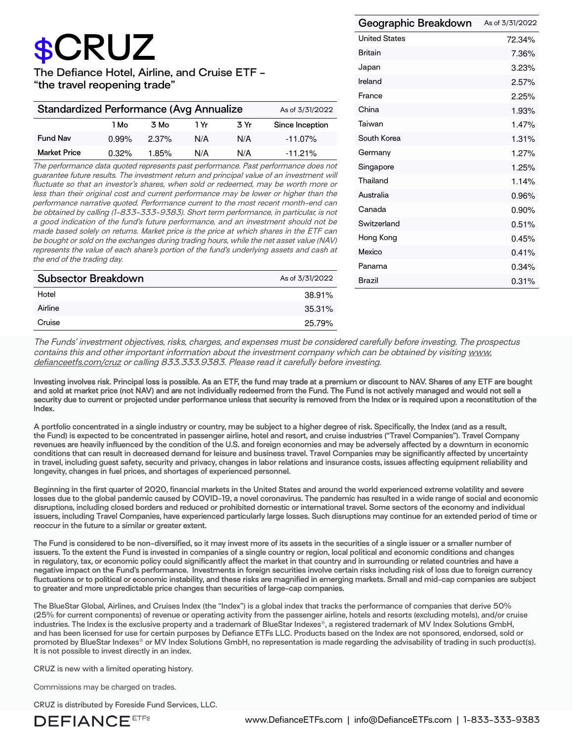# $CRUZ

The Defiance Hotel, Airline, and Cruise ETF - "the travel reopening trade"

## Standardized Performance (Avg Annualize

As of 3/31/2022

| | 1 Mo | 3 Mo | 1 Yr | 3 Yr | Since Inception |
|---|---|---|---|---|---|
| Fund Nav | 0.99% | 2.37% | N/A | N/A | -11.07% |
| Market Price | 0.32% | 1.85% | N/A | N/A | -11.21% |

*The performance data quoted represents past performance. Past performance does not guarantee future results. The investment return and principal value of an investment will fluctuate so that an investor's shares, when sold or redeemed, may be worth more or less than their original cost and current performance may be lower or higher than the performance narrative quoted. Performance current to the most recent month-end can be obtained by calling (1-833-333-9383). Short term performance, in particular, is not a good indication of the fund's future performance, and an investment should not be made based solely on returns. Market price is the price at which shares in the ETF can be bought or sold on the exchanges during trading hours, while the net asset value (NAV) represents the value of each share's portion of the fund's underlying assets and cash at the end of the trading day.*

## Subsector Breakdown

As of 3/31/2022

| | |
|---|---|
| Hotel | 38.91% |
| Airline | 35.31% |
| Cruise | 25.79% |

## Geographic Breakdown

As of 3/31/2022

| | |
|---|---|
| United States | 72.34% |
| Britain | 7.36% |
| Japan | 3.23% |
| Ireland | 2.57% |
| France | 2.25% |
| China | 1.93% |
| Taiwan | 1.47% |
| South Korea | 1.31% |
| Germany | 1.27% |
| Singapore | 1.25% |
| Thailand | 1.14% |
| Australia | 0.96% |
| Canada | 0.90% |
| Switzerland | 0.51% |
| Hong Kong | 0.45% |
| Mexico | 0.41% |
| Panama | 0.34% |
| Brazil | 0.31% |

*The Funds' investment objectives, risks, charges, and expenses must be considered carefully before investing. The prospectus contains this and other important information about the investment company which can be obtained by visiting www.defianceetfs.com/cruz or calling 833.333.9383. Please read it carefully before investing.*

**Investing involves risk. Principal loss is possible. As an ETF, the fund may trade at a premium or discount to NAV. Shares of any ETF are bought and sold at market price (not NAV) and are not individually redeemed from the Fund. The Fund is not actively managed and would not sell a security due to current or projected under performance unless that security is removed from the Index or is required upon a reconstitution of the Index.**

A portfolio concentrated in a single industry or country, may be subject to a higher degree of risk. Specifically, the Index (and as a result, the Fund) is expected to be concentrated in passenger airline, hotel and resort, and cruise industries ("Travel Companies"). Travel Company revenues are heavily influenced by the condition of the U.S. and foreign economies and may be adversely affected by a downturn in economic conditions that can result in decreased demand for leisure and business travel. Travel Companies may be significantly affected by uncertainty in travel, including guest safety, security and privacy, changes in labor relations and insurance costs, issues affecting equipment reliability and longevity, changes in fuel prices, and shortages of experienced personnel.

Beginning in the first quarter of 2020, financial markets in the United States and around the world experienced extreme volatility and severe losses due to the global pandemic caused by COVID-19, a novel coronavirus. The pandemic has resulted in a wide range of social and economic disruptions, including closed borders and reduced or prohibited domestic or international travel. Some sectors of the economy and individual issuers, including Travel Companies, have experienced particularly large losses. Such disruptions may continue for an extended period of time or reoccur in the future to a similar or greater extent.

The Fund is considered to be non-diversified, so it may invest more of its assets in the securities of a single issuer or a smaller number of issuers. To the extent the Fund is invested in companies of a single country or region, local political and economic conditions and changes in regulatory, tax, or economic policy could significantly affect the market in that country and in surrounding or related countries and have a negative impact on the Fund's performance. Investments in foreign securities involve certain risks including risk of loss due to foreign currency fluctuations or to political or economic instability, and these risks are magnified in emerging markets. Small and mid-cap companies are subject to greater and more unpredictable price changes than securities of large-cap companies.

The BlueStar Global, Airlines, and Cruises Index (the "Index") is a global index that tracks the performance of companies that derive 50% (25% for current components) of revenue or operating activity from the passenger airline, hotels and resorts (excluding motels), and/or cruise industries. The Index is the exclusive property and a trademark of BlueStar Indexes®, a registered trademark of MV Index Solutions GmbH, and has been licensed for use for certain purposes by Defiance ETFs LLC. Products based on the Index are not sponsored, endorsed, sold or promoted by BlueStar Indexes® or MV Index Solutions GmbH, no representation is made regarding the advisability of trading in such product(s). It is not possible to invest directly in an index.

CRUZ is new with a limited operating history.

Commissions may be charged on trades.

CRUZ is distributed by Foreside Fund Services, LLC.

DEFIANCE ETFs

www.DefianceETFs.com | info@DefianceETFs.com | 1-833-333-9383